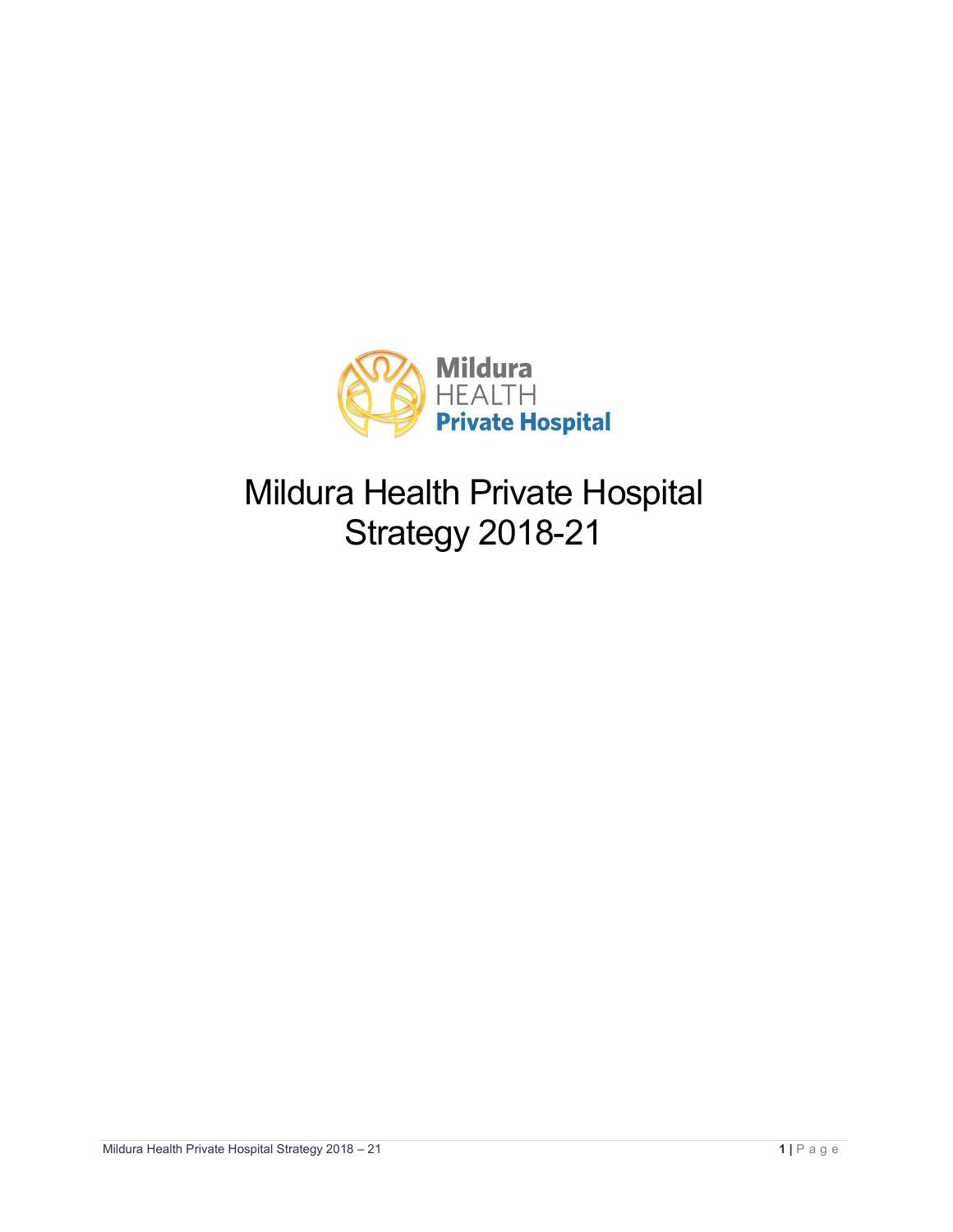# Mildura Health Private Hospital Strategy 2018-21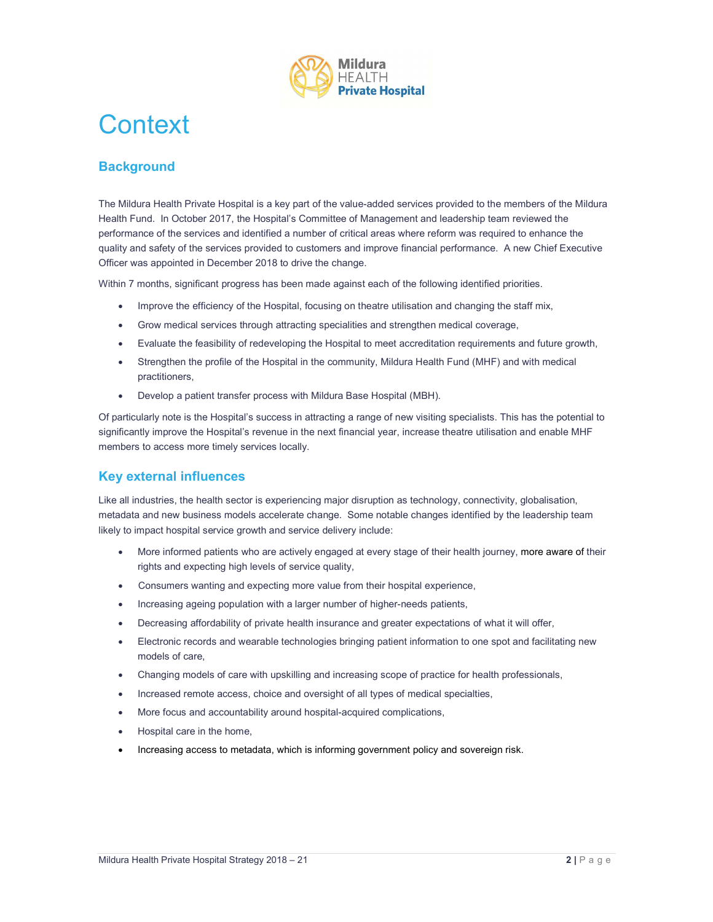# Context

## Background

The Mildura Health Private Hospital is a key part of the value-added services provided to the members of the Mildura Health Fund. In October 2017, the Hospital's Committee of Management and leadership team reviewed the performance of the services and identified a number of critical areas where reform was required to enhance the quality and safety of the services provided to customers and improve financial performance. A new Chief Executive Officer was appointed in December 2018 to drive the change.

Within 7 months, significant progress has been made against each of the following identified priorities.

- Improve the efficiency of the Hospital, focusing on theatre utilisation and changing the staff mix,
- Grow medical services through attracting specialities and strengthen medical coverage,
- Evaluate the feasibility of redeveloping the Hospital to meet accreditation requirements and future growth,
- Strengthen the profile of the Hospital in the community, Mildura Health Fund (MHF) and with medical practitioners,
- Develop a patient transfer process with Mildura Base Hospital (MBH).

Of particularly note is the Hospital's success in attracting a range of new visiting specialists. This has the potential to significantly improve the Hospital's revenue in the next financial year, increase theatre utilisation and enable MHF members to access more timely services locally.

## Key external influences

Like all industries, the health sector is experiencing major disruption as technology, connectivity, globalisation, metadata and new business models accelerate change. Some notable changes identified by the leadership team likely to impact hospital service growth and service delivery include:

- More informed patients who are actively engaged at every stage of their health journey, more aware of their rights and expecting high levels of service quality,
- Consumers wanting and expecting more value from their hospital experience,
- Increasing ageing population with a larger number of higher-needs patients,
- Decreasing affordability of private health insurance and greater expectations of what it will offer,
- Electronic records and wearable technologies bringing patient information to one spot and facilitating new models of care,
- Changing models of care with upskilling and increasing scope of practice for health professionals,
- Increased remote access, choice and oversight of all types of medical specialties,
- More focus and accountability around hospital-acquired complications,
- Hospital care in the home,
- Increasing access to metadata, which is informing government policy and sovereign risk.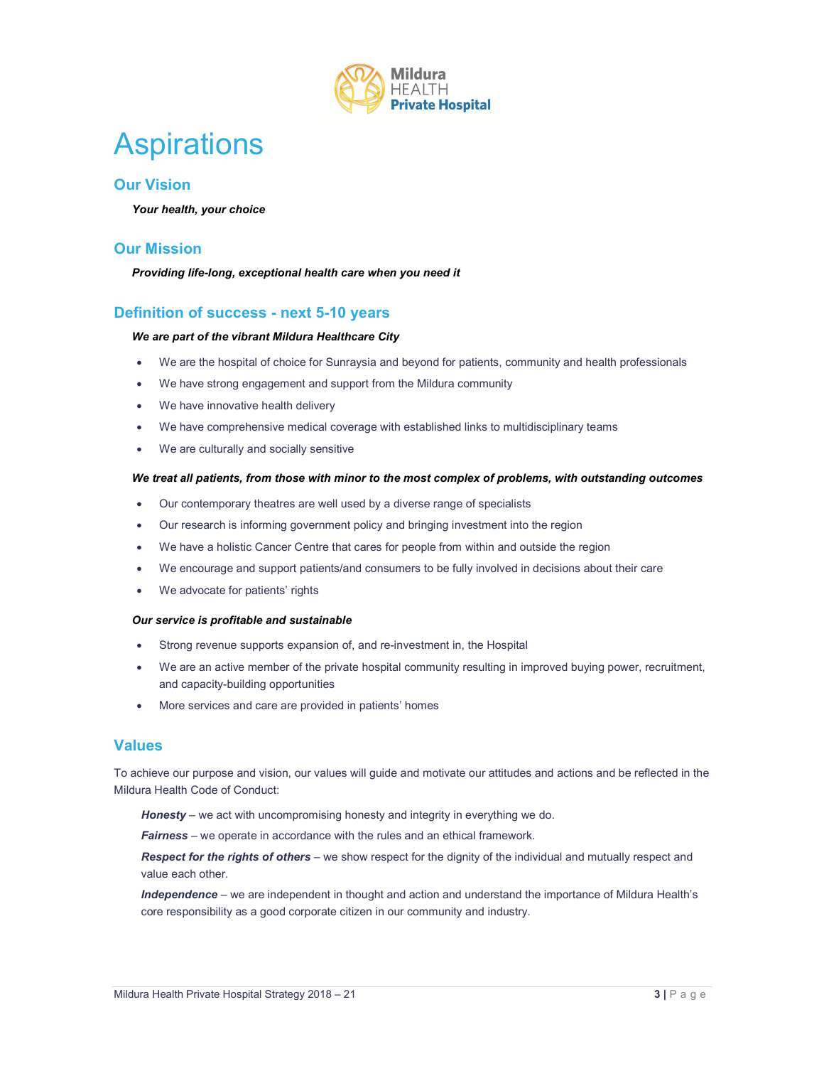# Aspirations

## Our Vision

***Your health, your choice***

## Our Mission

***Providing life-long, exceptional health care when you need it***

## Definition of success - next 5-10 years

***We are part of the vibrant Mildura Healthcare City***

- We are the hospital of choice for Sunraysia and beyond for patients, community and health professionals
- We have strong engagement and support from the Mildura community
- We have innovative health delivery
- We have comprehensive medical coverage with established links to multidisciplinary teams
- We are culturally and socially sensitive

***We treat all patients, from those with minor to the most complex of problems, with outstanding outcomes***

- Our contemporary theatres are well used by a diverse range of specialists
- Our research is informing government policy and bringing investment into the region
- We have a holistic Cancer Centre that cares for people from within and outside the region
- We encourage and support patients/and consumers to be fully involved in decisions about their care
- We advocate for patients' rights

***Our service is profitable and sustainable***

- Strong revenue supports expansion of, and re-investment in, the Hospital
- We are an active member of the private hospital community resulting in improved buying power, recruitment, and capacity-building opportunities
- More services and care are provided in patients' homes

## Values

To achieve our purpose and vision, our values will guide and motivate our attitudes and actions and be reflected in the Mildura Health Code of Conduct:

***Honesty*** – we act with uncompromising honesty and integrity in everything we do.

***Fairness*** – we operate in accordance with the rules and an ethical framework.

***Respect for the rights of others*** – we show respect for the dignity of the individual and mutually respect and value each other.

***Independence*** – we are independent in thought and action and understand the importance of Mildura Health's core responsibility as a good corporate citizen in our community and industry.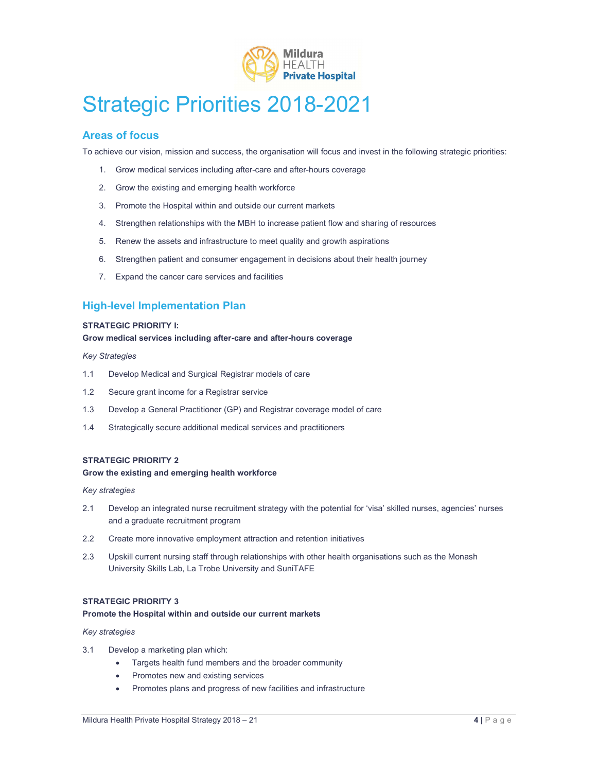# Strategic Priorities 2018-2021

## Areas of focus

To achieve our vision, mission and success, the organisation will focus and invest in the following strategic priorities:

1. Grow medical services including after-care and after-hours coverage
2. Grow the existing and emerging health workforce
3. Promote the Hospital within and outside our current markets
4. Strengthen relationships with the MBH to increase patient flow and sharing of resources
5. Renew the assets and infrastructure to meet quality and growth aspirations
6. Strengthen patient and consumer engagement in decisions about their health journey
7. Expand the cancer care services and facilities

## High-level Implementation Plan

**STRATEGIC PRIORITY I:**
**Grow medical services including after-care and after-hours coverage**

*Key Strategies*

1.1 Develop Medical and Surgical Registrar models of care

1.2 Secure grant income for a Registrar service

1.3 Develop a General Practitioner (GP) and Registrar coverage model of care

1.4 Strategically secure additional medical services and practitioners

**STRATEGIC PRIORITY 2**
**Grow the existing and emerging health workforce**

*Key strategies*

2.1 Develop an integrated nurse recruitment strategy with the potential for 'visa' skilled nurses, agencies' nurses and a graduate recruitment program

2.2 Create more innovative employment attraction and retention initiatives

2.3 Upskill current nursing staff through relationships with other health organisations such as the Monash University Skills Lab, La Trobe University and SuniTAFE

**STRATEGIC PRIORITY 3**
**Promote the Hospital within and outside our current markets**

*Key strategies*

3.1 Develop a marketing plan which:
- Targets health fund members and the broader community
- Promotes new and existing services
- Promotes plans and progress of new facilities and infrastructure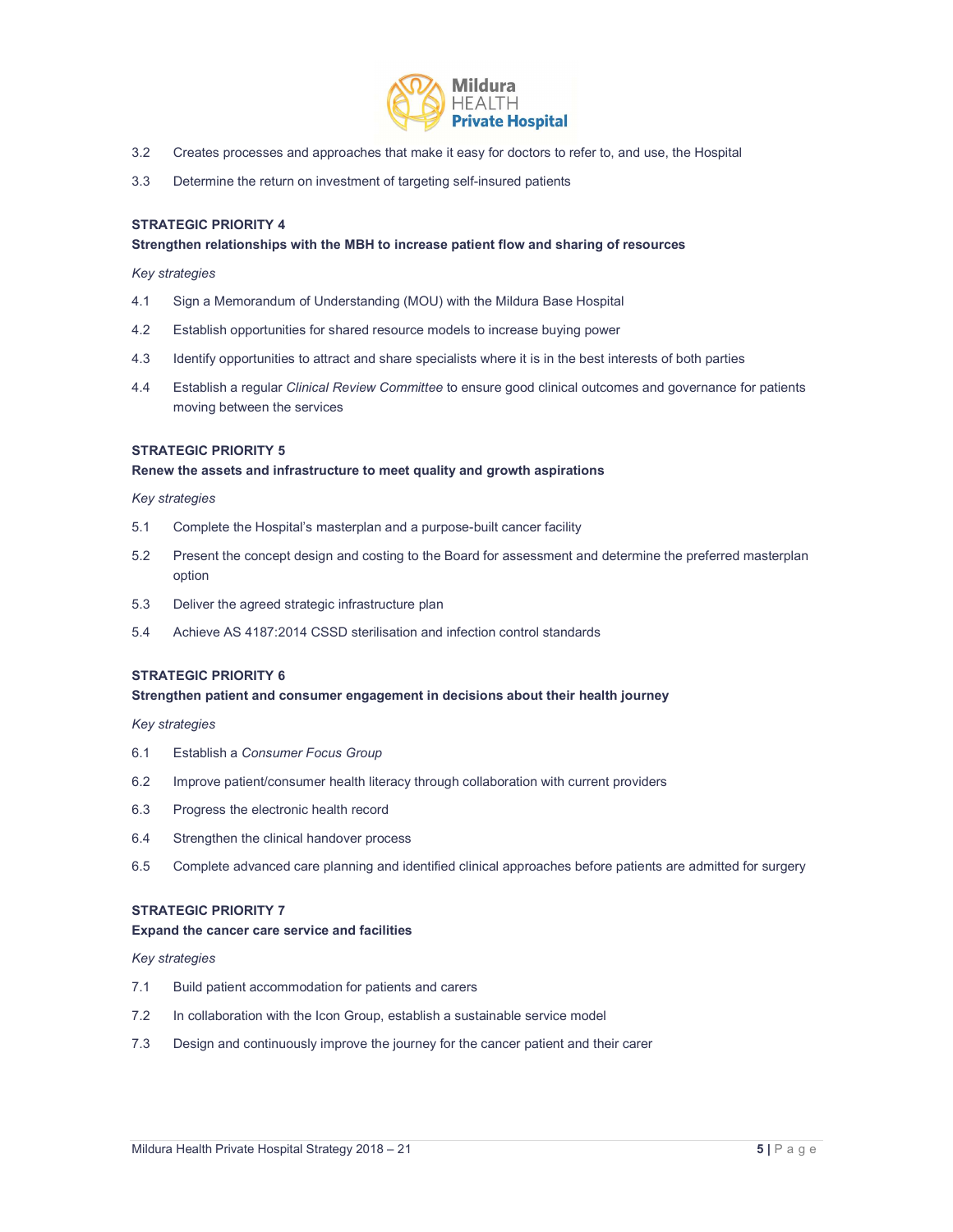3.2 Creates processes and approaches that make it easy for doctors to refer to, and use, the Hospital

3.3 Determine the return on investment of targeting self-insured patients

**STRATEGIC PRIORITY 4**

**Strengthen relationships with the MBH to increase patient flow and sharing of resources**

*Key strategies*

4.1 Sign a Memorandum of Understanding (MOU) with the Mildura Base Hospital

4.2 Establish opportunities for shared resource models to increase buying power

4.3 Identify opportunities to attract and share specialists where it is in the best interests of both parties

4.4 Establish a regular *Clinical Review Committee* to ensure good clinical outcomes and governance for patients moving between the services

**STRATEGIC PRIORITY 5**

**Renew the assets and infrastructure to meet quality and growth aspirations**

*Key strategies*

5.1 Complete the Hospital's masterplan and a purpose-built cancer facility

5.2 Present the concept design and costing to the Board for assessment and determine the preferred masterplan option

5.3 Deliver the agreed strategic infrastructure plan

5.4 Achieve AS 4187:2014 CSSD sterilisation and infection control standards

**STRATEGIC PRIORITY 6**

**Strengthen patient and consumer engagement in decisions about their health journey**

*Key strategies*

6.1 Establish a *Consumer Focus Group*

6.2 Improve patient/consumer health literacy through collaboration with current providers

6.3 Progress the electronic health record

6.4 Strengthen the clinical handover process

6.5 Complete advanced care planning and identified clinical approaches before patients are admitted for surgery

**STRATEGIC PRIORITY 7**

**Expand the cancer care service and facilities**

*Key strategies*

7.1 Build patient accommodation for patients and carers

7.2 In collaboration with the Icon Group, establish a sustainable service model

7.3 Design and continuously improve the journey for the cancer patient and their carer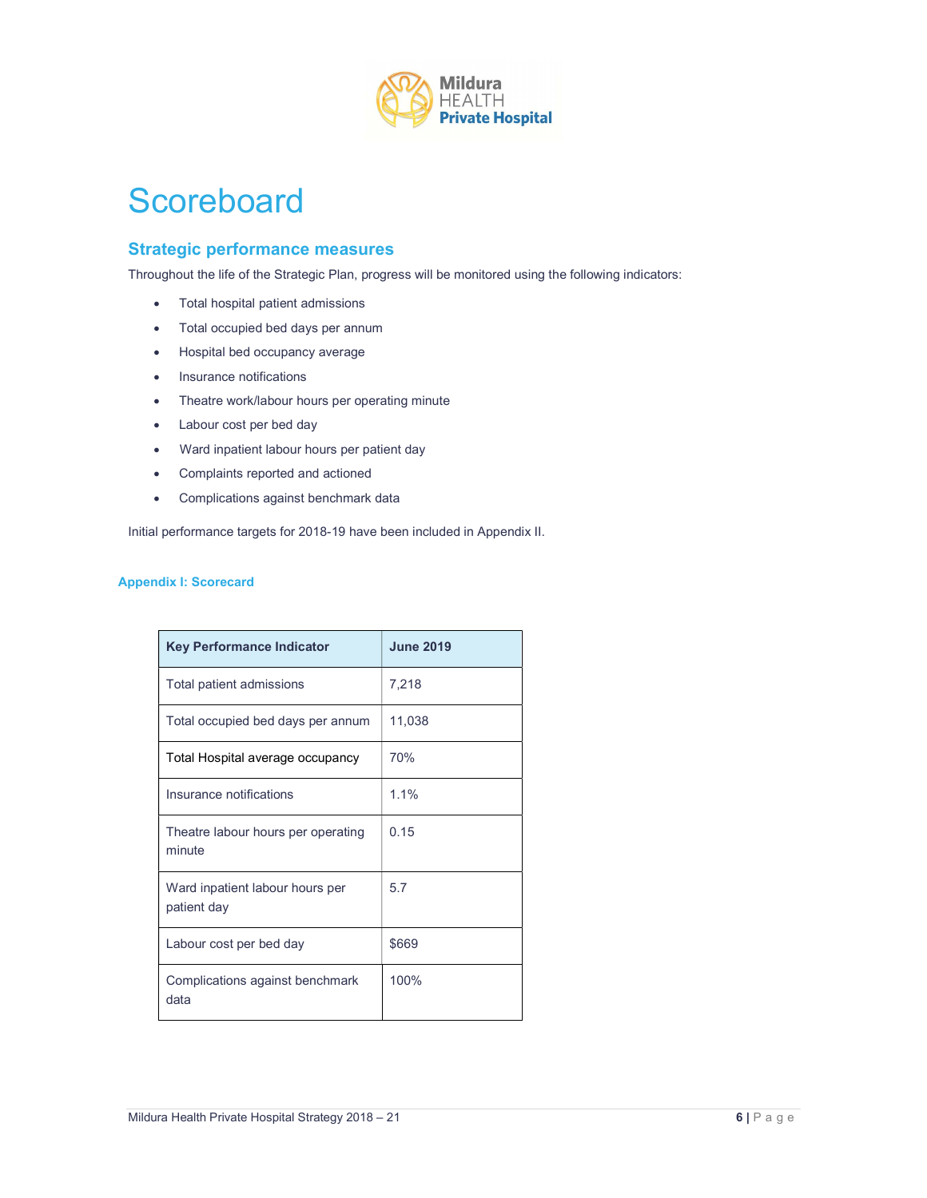# Scoreboard

## Strategic performance measures

Throughout the life of the Strategic Plan, progress will be monitored using the following indicators:

- Total hospital patient admissions
- Total occupied bed days per annum
- Hospital bed occupancy average
- Insurance notifications
- Theatre work/labour hours per operating minute
- Labour cost per bed day
- Ward inpatient labour hours per patient day
- Complaints reported and actioned
- Complications against benchmark data

Initial performance targets for 2018-19 have been included in Appendix II.

### Appendix I: Scorecard

| Key Performance Indicator | June 2019 |
|---|---|
| Total patient admissions | 7,218 |
| Total occupied bed days per annum | 11,038 |
| Total Hospital average occupancy | 70% |
| Insurance notifications | 1.1% |
| Theatre labour hours per operating minute | 0.15 |
| Ward inpatient labour hours per patient day | 5.7 |
| Labour cost per bed day | $669 |
| Complications against benchmark data | 100% |